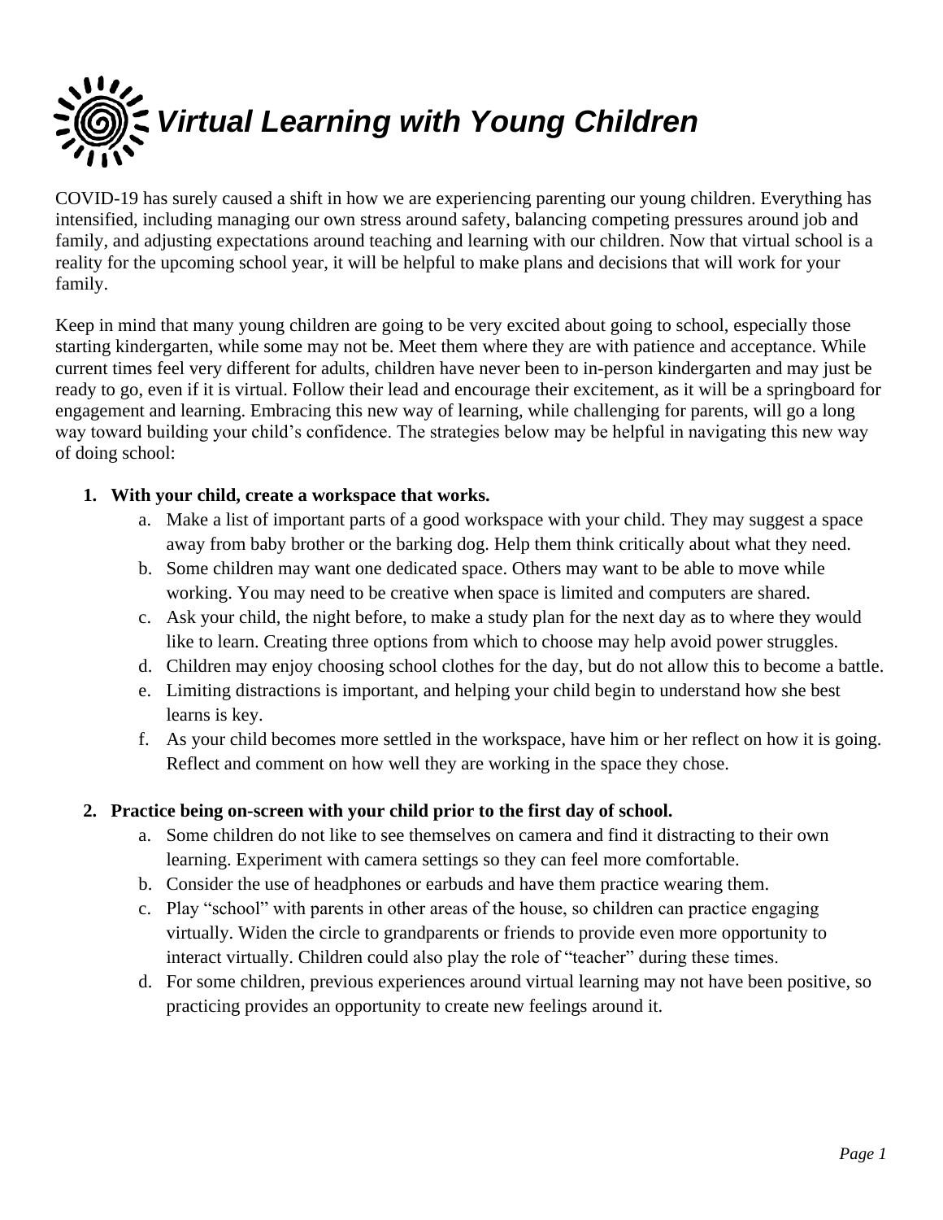# *Virtual Learning with Young Children*

COVID-19 has surely caused a shift in how we are experiencing parenting our young children. Everything has intensified, including managing our own stress around safety, balancing competing pressures around job and family, and adjusting expectations around teaching and learning with our children. Now that virtual school is a reality for the upcoming school year, it will be helpful to make plans and decisions that will work for your family.

Keep in mind that many young children are going to be very excited about going to school, especially those starting kindergarten, while some may not be. Meet them where they are with patience and acceptance. While current times feel very different for adults, children have never been to in-person kindergarten and may just be ready to go, even if it is virtual. Follow their lead and encourage their excitement, as it will be a springboard for engagement and learning. Embracing this new way of learning, while challenging for parents, will go a long way toward building your child's confidence. The strategies below may be helpful in navigating this new way of doing school:

1. **With your child, create a workspace that works.**
   a. Make a list of important parts of a good workspace with your child. They may suggest a space away from baby brother or the barking dog. Help them think critically about what they need.
   b. Some children may want one dedicated space. Others may want to be able to move while working. You may need to be creative when space is limited and computers are shared.
   c. Ask your child, the night before, to make a study plan for the next day as to where they would like to learn. Creating three options from which to choose may help avoid power struggles.
   d. Children may enjoy choosing school clothes for the day, but do not allow this to become a battle.
   e. Limiting distractions is important, and helping your child begin to understand how she best learns is key.
   f. As your child becomes more settled in the workspace, have him or her reflect on how it is going. Reflect and comment on how well they are working in the space they chose.

2. **Practice being on-screen with your child prior to the first day of school.**
   a. Some children do not like to see themselves on camera and find it distracting to their own learning. Experiment with camera settings so they can feel more comfortable.
   b. Consider the use of headphones or earbuds and have them practice wearing them.
   c. Play "school" with parents in other areas of the house, so children can practice engaging virtually. Widen the circle to grandparents or friends to provide even more opportunity to interact virtually. Children could also play the role of "teacher" during these times.
   d. For some children, previous experiences around virtual learning may not have been positive, so practicing provides an opportunity to create new feelings around it.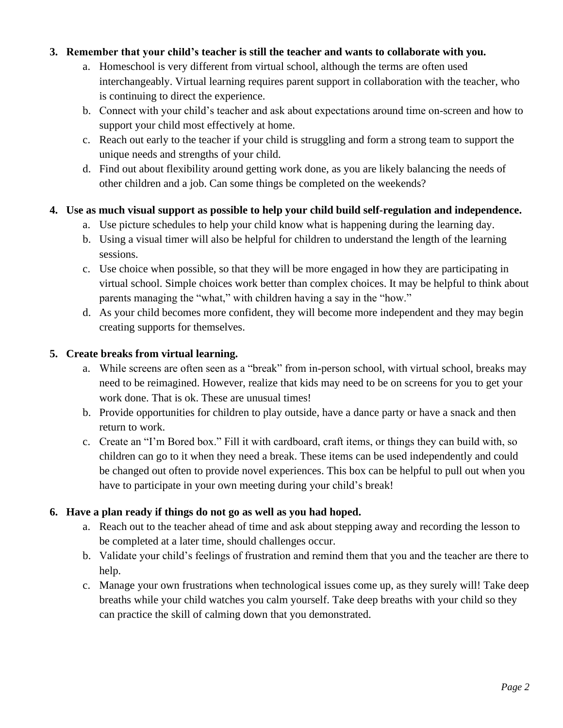3. **Remember that your child's teacher is still the teacher and wants to collaborate with you.**
    a. Homeschool is very different from virtual school, although the terms are often used interchangeably. Virtual learning requires parent support in collaboration with the teacher, who is continuing to direct the experience.
    b. Connect with your child's teacher and ask about expectations around time on-screen and how to support your child most effectively at home.
    c. Reach out early to the teacher if your child is struggling and form a strong team to support the unique needs and strengths of your child.
    d. Find out about flexibility around getting work done, as you are likely balancing the needs of other children and a job. Can some things be completed on the weekends?

4. **Use as much visual support as possible to help your child build self-regulation and independence.**
    a. Use picture schedules to help your child know what is happening during the learning day.
    b. Using a visual timer will also be helpful for children to understand the length of the learning sessions.
    c. Use choice when possible, so that they will be more engaged in how they are participating in virtual school. Simple choices work better than complex choices. It may be helpful to think about parents managing the "what," with children having a say in the "how."
    d. As your child becomes more confident, they will become more independent and they may begin creating supports for themselves.

5. **Create breaks from virtual learning.**
    a. While screens are often seen as a "break" from in-person school, with virtual school, breaks may need to be reimagined. However, realize that kids may need to be on screens for you to get your work done. That is ok. These are unusual times!
    b. Provide opportunities for children to play outside, have a dance party or have a snack and then return to work.
    c. Create an "I'm Bored box." Fill it with cardboard, craft items, or things they can build with, so children can go to it when they need a break. These items can be used independently and could be changed out often to provide novel experiences. This box can be helpful to pull out when you have to participate in your own meeting during your child's break!

6. **Have a plan ready if things do not go as well as you had hoped.**
    a. Reach out to the teacher ahead of time and ask about stepping away and recording the lesson to be completed at a later time, should challenges occur.
    b. Validate your child's feelings of frustration and remind them that you and the teacher are there to help.
    c. Manage your own frustrations when technological issues come up, as they surely will! Take deep breaths while your child watches you calm yourself. Take deep breaths with your child so they can practice the skill of calming down that you demonstrated.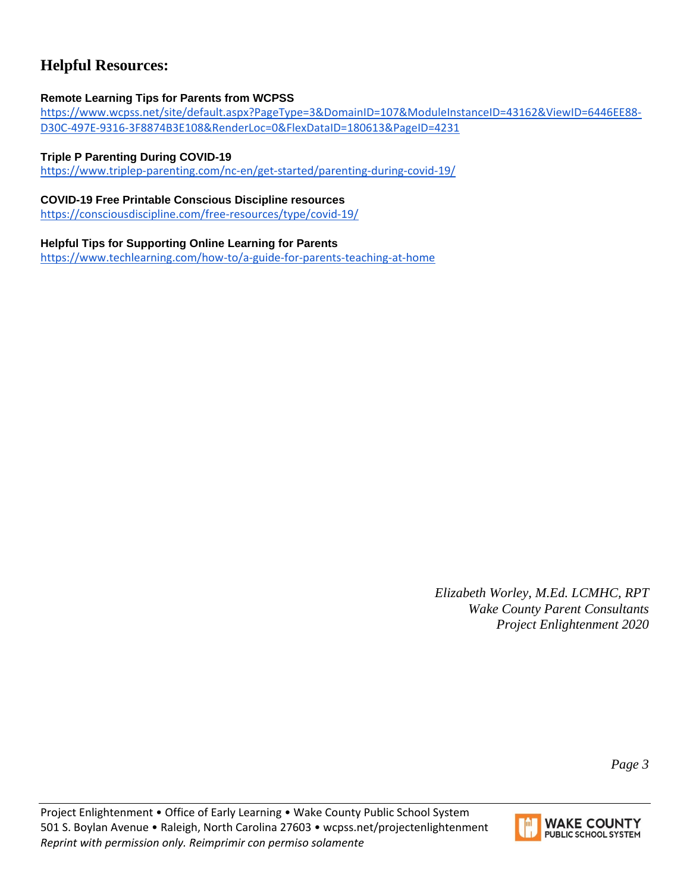## Helpful Resources:

**Remote Learning Tips for Parents from WCPSS**
https://www.wcpss.net/site/default.aspx?PageType=3&DomainID=107&ModuleInstanceID=43162&ViewID=6446EE88-D30C-497E-9316-3F8874B3E108&RenderLoc=0&FlexDataID=180613&PageID=4231

**Triple P Parenting During COVID-19**
https://www.triplep-parenting.com/nc-en/get-started/parenting-during-covid-19/

**COVID-19 Free Printable Conscious Discipline resources**
https://consciousdiscipline.com/free-resources/type/covid-19/

**Helpful Tips for Supporting Online Learning for Parents**
https://www.techlearning.com/how-to/a-guide-for-parents-teaching-at-home

*Elizabeth Worley, M.Ed. LCMHC, RPT*
*Wake County Parent Consultants*
*Project Enlightenment 2020*

Project Enlightenment • Office of Early Learning • Wake County Public School System
501 S. Boylan Avenue • Raleigh, North Carolina 27603 • wcpss.net/projectenlightenment
*Reprint with permission only. Reimprimir con permiso solamente*